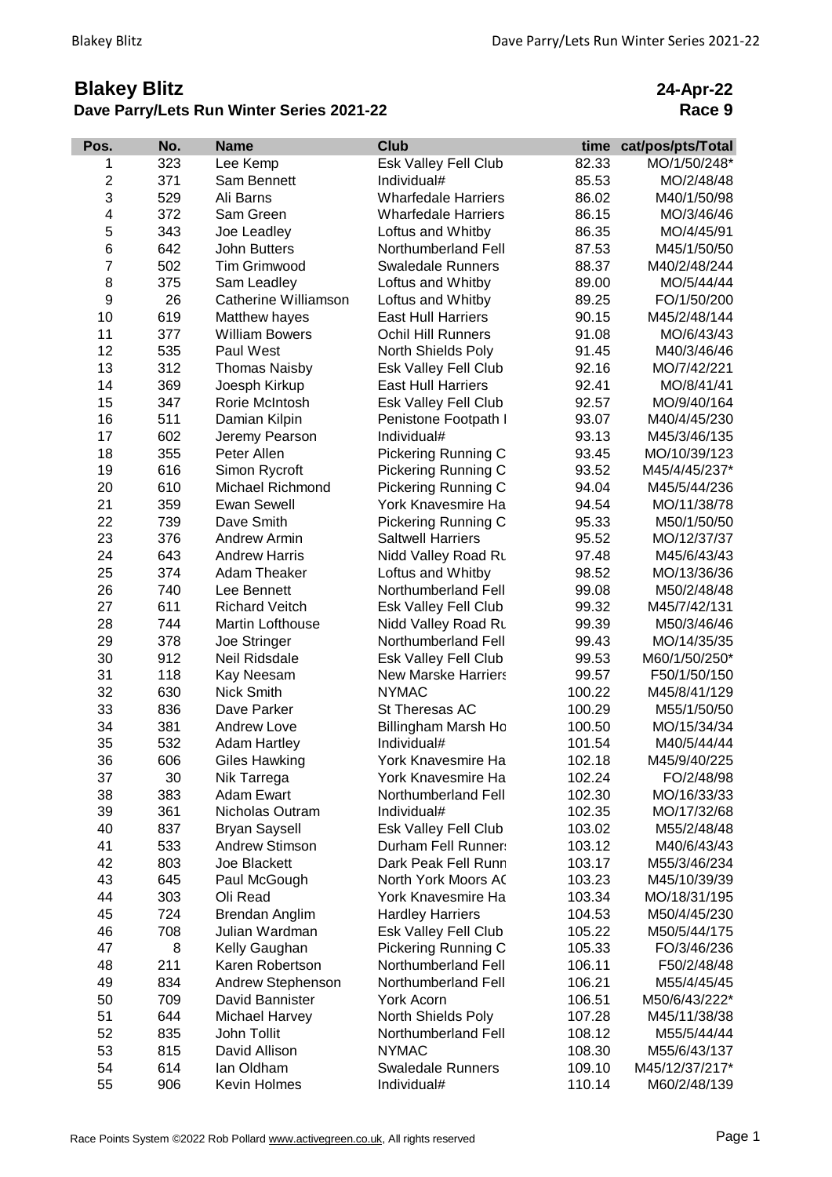# Blakey Blitz

**24-Apr-22**

## Dave Parry/Lets Run Winter Series 2021-22

**Race 9**

| Pos. | No. | Name | Club | time | cat/pos/pts/Total |
|---|---|---|---|---|---|
| 1 | 323 | Lee Kemp | Esk Valley Fell Club | 82.33 | MO/1/50/248* |
| 2 | 371 | Sam Bennett | Individual# | 85.53 | MO/2/48/48 |
| 3 | 529 | Ali Barns | Wharfedale Harriers | 86.02 | M40/1/50/98 |
| 4 | 372 | Sam Green | Wharfedale Harriers | 86.15 | MO/3/46/46 |
| 5 | 343 | Joe Leadley | Loftus and Whitby | 86.35 | MO/4/45/91 |
| 6 | 642 | John Butters | Northumberland Fell | 87.53 | M45/1/50/50 |
| 7 | 502 | Tim Grimwood | Swaledale Runners | 88.37 | M40/2/48/244 |
| 8 | 375 | Sam Leadley | Loftus and Whitby | 89.00 | MO/5/44/44 |
| 9 | 26 | Catherine Williamson | Loftus and Whitby | 89.25 | FO/1/50/200 |
| 10 | 619 | Matthew hayes | East Hull Harriers | 90.15 | M45/2/48/144 |
| 11 | 377 | William Bowers | Ochil Hill Runners | 91.08 | MO/6/43/43 |
| 12 | 535 | Paul West | North Shields Poly | 91.45 | M40/3/46/46 |
| 13 | 312 | Thomas Naisby | Esk Valley Fell Club | 92.16 | MO/7/42/221 |
| 14 | 369 | Joesph Kirkup | East Hull Harriers | 92.41 | MO/8/41/41 |
| 15 | 347 | Rorie McIntosh | Esk Valley Fell Club | 92.57 | MO/9/40/164 |
| 16 | 511 | Damian Kilpin | Penistone Footpath I | 93.07 | M40/4/45/230 |
| 17 | 602 | Jeremy Pearson | Individual# | 93.13 | M45/3/46/135 |
| 18 | 355 | Peter Allen | Pickering Running C | 93.45 | MO/10/39/123 |
| 19 | 616 | Simon Rycroft | Pickering Running C | 93.52 | M45/4/45/237* |
| 20 | 610 | Michael Richmond | Pickering Running C | 94.04 | M45/5/44/236 |
| 21 | 359 | Ewan Sewell | York Knavesmire Ha | 94.54 | MO/11/38/78 |
| 22 | 739 | Dave Smith | Pickering Running C | 95.33 | M50/1/50/50 |
| 23 | 376 | Andrew Armin | Saltwell Harriers | 95.52 | MO/12/37/37 |
| 24 | 643 | Andrew Harris | Nidd Valley Road Ru | 97.48 | M45/6/43/43 |
| 25 | 374 | Adam Theaker | Loftus and Whitby | 98.52 | MO/13/36/36 |
| 26 | 740 | Lee Bennett | Northumberland Fell | 99.08 | M50/2/48/48 |
| 27 | 611 | Richard Veitch | Esk Valley Fell Club | 99.32 | M45/7/42/131 |
| 28 | 744 | Martin Lofthouse | Nidd Valley Road Ru | 99.39 | M50/3/46/46 |
| 29 | 378 | Joe Stringer | Northumberland Fell | 99.43 | MO/14/35/35 |
| 30 | 912 | Neil Ridsdale | Esk Valley Fell Club | 99.53 | M60/1/50/250* |
| 31 | 118 | Kay Neesam | New Marske Harriers | 99.57 | F50/1/50/150 |
| 32 | 630 | Nick Smith | NYMAC | 100.22 | M45/8/41/129 |
| 33 | 836 | Dave Parker | St Theresas AC | 100.29 | M55/1/50/50 |
| 34 | 381 | Andrew Love | Billingham Marsh Ho | 100.50 | MO/15/34/34 |
| 35 | 532 | Adam Hartley | Individual# | 101.54 | M40/5/44/44 |
| 36 | 606 | Giles Hawking | York Knavesmire Ha | 102.18 | M45/9/40/225 |
| 37 | 30 | Nik Tarrega | York Knavesmire Ha | 102.24 | FO/2/48/98 |
| 38 | 383 | Adam Ewart | Northumberland Fell | 102.30 | MO/16/33/33 |
| 39 | 361 | Nicholas Outram | Individual# | 102.35 | MO/17/32/68 |
| 40 | 837 | Bryan Saysell | Esk Valley Fell Club | 103.02 | M55/2/48/48 |
| 41 | 533 | Andrew Stimson | Durham Fell Runner: | 103.12 | M40/6/43/43 |
| 42 | 803 | Joe Blackett | Dark Peak Fell Runn | 103.17 | M55/3/46/234 |
| 43 | 645 | Paul McGough | North York Moors AC | 103.23 | M45/10/39/39 |
| 44 | 303 | Oli Read | York Knavesmire Ha | 103.34 | MO/18/31/195 |
| 45 | 724 | Brendan Anglim | Hardley Harriers | 104.53 | M50/4/45/230 |
| 46 | 708 | Julian Wardman | Esk Valley Fell Club | 105.22 | M50/5/44/175 |
| 47 | 8 | Kelly Gaughan | Pickering Running C | 105.33 | FO/3/46/236 |
| 48 | 211 | Karen Robertson | Northumberland Fell | 106.11 | F50/2/48/48 |
| 49 | 834 | Andrew Stephenson | Northumberland Fell | 106.21 | M55/4/45/45 |
| 50 | 709 | David Bannister | York Acorn | 106.51 | M50/6/43/222* |
| 51 | 644 | Michael Harvey | North Shields Poly | 107.28 | M45/11/38/38 |
| 52 | 835 | John Tollit | Northumberland Fell | 108.12 | M55/5/44/44 |
| 53 | 815 | David Allison | NYMAC | 108.30 | M55/6/43/137 |
| 54 | 614 | Ian Oldham | Swaledale Runners | 109.10 | M45/12/37/217* |
| 55 | 906 | Kevin Holmes | Individual# | 110.14 | M60/2/48/139 |

Race Points System ©2022 Rob Pollard www.activegreen.co.uk, All rights reserved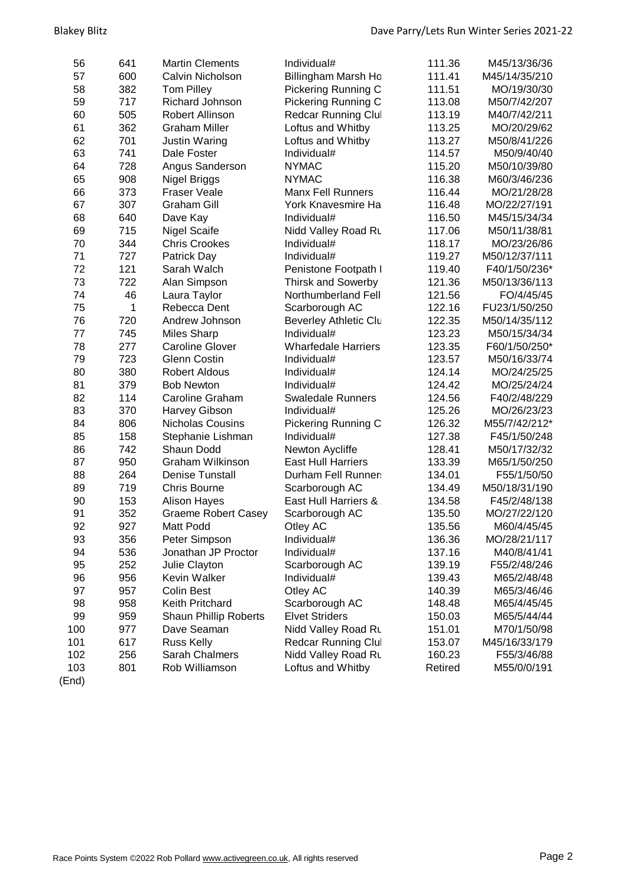| 56 | 641 | Martin Clements | Individual# | 111.36 | M45/13/36/36 |
|---|---|---|---|---|---|
| 57 | 600 | Calvin Nicholson | Billingham Marsh Ho | 111.41 | M45/14/35/210 |
| 58 | 382 | Tom Pilley | Pickering Running C | 111.51 | MO/19/30/30 |
| 59 | 717 | Richard Johnson | Pickering Running C | 113.08 | M50/7/42/207 |
| 60 | 505 | Robert Allinson | Redcar Running Clul | 113.19 | M40/7/42/211 |
| 61 | 362 | Graham Miller | Loftus and Whitby | 113.25 | MO/20/29/62 |
| 62 | 701 | Justin Waring | Loftus and Whitby | 113.27 | M50/8/41/226 |
| 63 | 741 | Dale Foster | Individual# | 114.57 | M50/9/40/40 |
| 64 | 728 | Angus Sanderson | NYMAC | 115.20 | M50/10/39/80 |
| 65 | 908 | Nigel Briggs | NYMAC | 116.38 | M60/3/46/236 |
| 66 | 373 | Fraser Veale | Manx Fell Runners | 116.44 | MO/21/28/28 |
| 67 | 307 | Graham Gill | York Knavesmire Ha | 116.48 | MO/22/27/191 |
| 68 | 640 | Dave Kay | Individual# | 116.50 | M45/15/34/34 |
| 69 | 715 | Nigel Scaife | Nidd Valley Road Ru | 117.06 | M50/11/38/81 |
| 70 | 344 | Chris Crookes | Individual# | 118.17 | MO/23/26/86 |
| 71 | 727 | Patrick Day | Individual# | 119.27 | M50/12/37/111 |
| 72 | 121 | Sarah Walch | Penistone Footpath I | 119.40 | F40/1/50/236* |
| 73 | 722 | Alan Simpson | Thirsk and Sowerby | 121.36 | M50/13/36/113 |
| 74 | 46 | Laura Taylor | Northumberland Fell | 121.56 | FO/4/45/45 |
| 75 | 1 | Rebecca Dent | Scarborough AC | 122.16 | FU23/1/50/250 |
| 76 | 720 | Andrew Johnson | Beverley Athletic Clu | 122.35 | M50/14/35/112 |
| 77 | 745 | Miles Sharp | Individual# | 123.23 | M50/15/34/34 |
| 78 | 277 | Caroline Glover | Wharfedale Harriers | 123.35 | F60/1/50/250* |
| 79 | 723 | Glenn Costin | Individual# | 123.57 | M50/16/33/74 |
| 80 | 380 | Robert Aldous | Individual# | 124.14 | MO/24/25/25 |
| 81 | 379 | Bob Newton | Individual# | 124.42 | MO/25/24/24 |
| 82 | 114 | Caroline Graham | Swaledale Runners | 124.56 | F40/2/48/229 |
| 83 | 370 | Harvey Gibson | Individual# | 125.26 | MO/26/23/23 |
| 84 | 806 | Nicholas Cousins | Pickering Running C | 126.32 | M55/7/42/212* |
| 85 | 158 | Stephanie Lishman | Individual# | 127.38 | F45/1/50/248 |
| 86 | 742 | Shaun Dodd | Newton Aycliffe | 128.41 | M50/17/32/32 |
| 87 | 950 | Graham Wilkinson | East Hull Harriers | 133.39 | M65/1/50/250 |
| 88 | 264 | Denise Tunstall | Durham Fell Runner: | 134.01 | F55/1/50/50 |
| 89 | 719 | Chris Bourne | Scarborough AC | 134.49 | M50/18/31/190 |
| 90 | 153 | Alison Hayes | East Hull Harriers & | 134.58 | F45/2/48/138 |
| 91 | 352 | Graeme Robert Casey | Scarborough AC | 135.50 | MO/27/22/120 |
| 92 | 927 | Matt Podd | Otley AC | 135.56 | M60/4/45/45 |
| 93 | 356 | Peter Simpson | Individual# | 136.36 | MO/28/21/117 |
| 94 | 536 | Jonathan JP Proctor | Individual# | 137.16 | M40/8/41/41 |
| 95 | 252 | Julie Clayton | Scarborough AC | 139.19 | F55/2/48/246 |
| 96 | 956 | Kevin Walker | Individual# | 139.43 | M65/2/48/48 |
| 97 | 957 | Colin Best | Otley AC | 140.39 | M65/3/46/46 |
| 98 | 958 | Keith Pritchard | Scarborough AC | 148.48 | M65/4/45/45 |
| 99 | 959 | Shaun Phillip Roberts | Elvet Striders | 150.03 | M65/5/44/44 |
| 100 | 977 | Dave Seaman | Nidd Valley Road Ru | 151.01 | M70/1/50/98 |
| 101 | 617 | Russ Kelly | Redcar Running Clul | 153.07 | M45/16/33/179 |
| 102 | 256 | Sarah Chalmers | Nidd Valley Road Ru | 160.23 | F55/3/46/88 |
| 103 | 801 | Rob Williamson | Loftus and Whitby | Retired | M55/0/0/191 |

(End)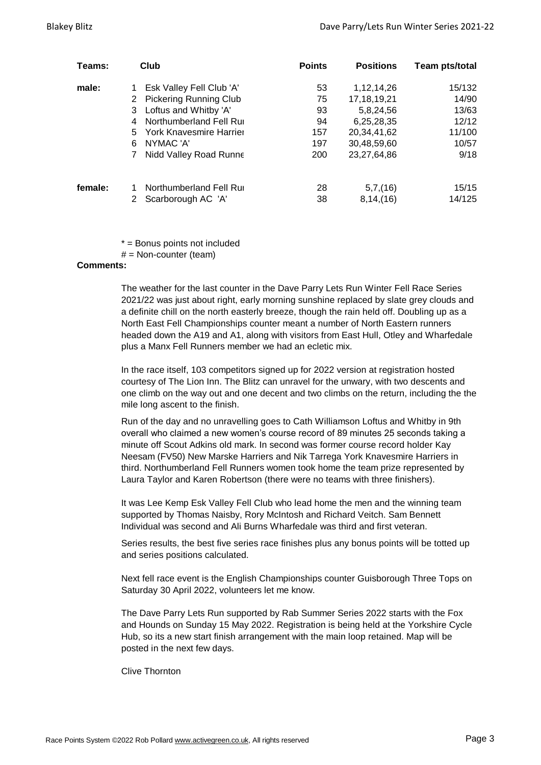| Teams: | | Club | Points | Positions | Team pts/total |
|---|---|---|---|---|---|
| male: | 1 | Esk Valley Fell Club 'A' | 53 | 1,12,14,26 | 15/132 |
| | 2 | Pickering Running Club | 75 | 17,18,19,21 | 14/90 |
| | 3 | Loftus and Whitby 'A' | 93 | 5,8,24,56 | 13/63 |
| | 4 | Northumberland Fell Rui | 94 | 6,25,28,35 | 12/12 |
| | 5 | York Knavesmire Harriei | 157 | 20,34,41,62 | 11/100 |
| | 6 | NYMAC 'A' | 197 | 30,48,59,60 | 10/57 |
| | 7 | Nidd Valley Road Runne | 200 | 23,27,64,86 | 9/18 |
| female: | 1 | Northumberland Fell Rui | 28 | 5,7,(16) | 15/15 |
| | 2 | Scarborough AC 'A' | 38 | 8,14,(16) | 14/125 |

\* = Bonus points not included
\# = Non-counter (team)

**Comments:**

The weather for the last counter in the Dave Parry Lets Run Winter Fell Race Series 2021/22 was just about right, early morning sunshine replaced by slate grey clouds and a definite chill on the north easterly breeze, though the rain held off. Doubling up as a North East Fell Championships counter meant a number of North Eastern runners headed down the A19 and A1, along with visitors from East Hull, Otley and Wharfedale plus a Manx Fell Runners member we had an ecletic mix.

In the race itself, 103 competitors signed up for 2022 version at registration hosted courtesy of The Lion Inn. The Blitz can unravel for the unwary, with two descents and one climb on the way out and one decent and two climbs on the return, including the the mile long ascent to the finish.

Run of the day and no unravelling goes to Cath Williamson Loftus and Whitby in 9th overall who claimed a new women's course record of 89 minutes 25 seconds taking a minute off Scout Adkins old mark. In second was former course record holder Kay Neesam (FV50) New Marske Harriers and Nik Tarrega York Knavesmire Harriers in third. Northumberland Fell Runners women took home the team prize represented by Laura Taylor and Karen Robertson (there were no teams with three finishers).

It was Lee Kemp Esk Valley Fell Club who lead home the men and the winning team supported by Thomas Naisby, Rory McIntosh and Richard Veitch. Sam Bennett Individual was second and Ali Burns Wharfedale was third and first veteran.

Series results, the best five series race finishes plus any bonus points will be totted up and series positions calculated.

Next fell race event is the English Championships counter Guisborough Three Tops on Saturday 30 April 2022, volunteers let me know.

The Dave Parry Lets Run supported by Rab Summer Series 2022 starts with the Fox and Hounds on Sunday 15 May 2022. Registration is being held at the Yorkshire Cycle Hub, so its a new start finish arrangement with the main loop retained. Map will be posted in the next few days.

Clive Thornton